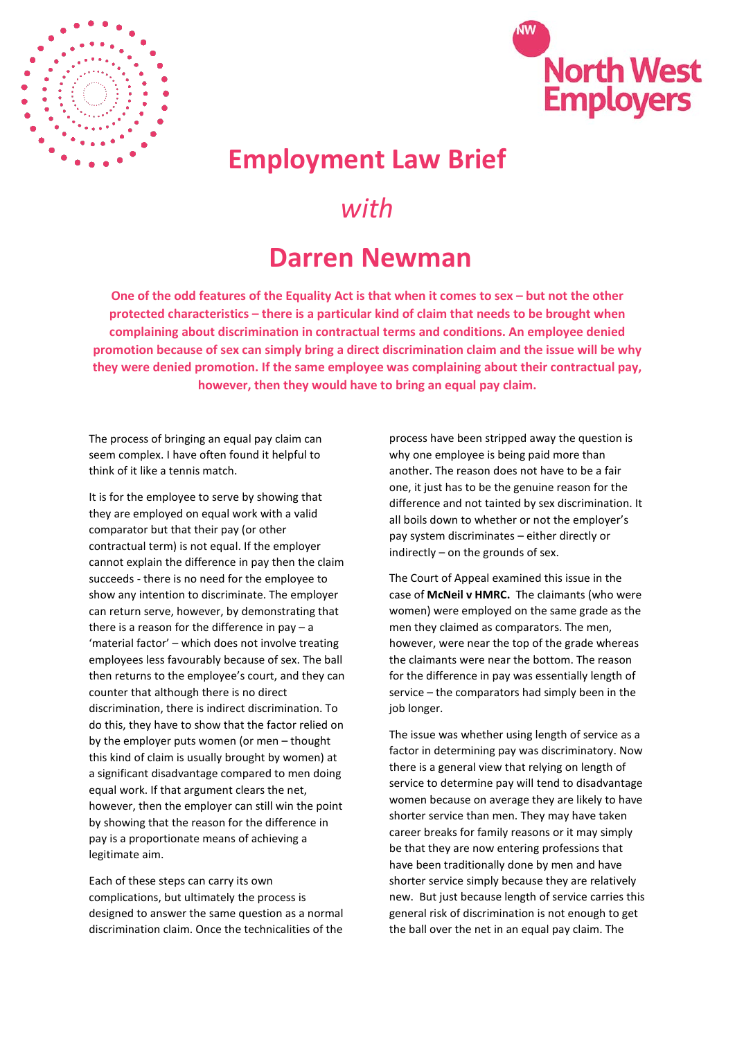# Employment Law Brief

## *with*

# Darren Newman

**One of the odd features of the Equality Act is that when it comes to sex – but not the other protected characteristics – there is a particular kind of claim that needs to be brought when complaining about discrimination in contractual terms and conditions. An employee denied promotion because of sex can simply bring a direct discrimination claim and the issue will be why they were denied promotion. If the same employee was complaining about their contractual pay, however, then they would have to bring an equal pay claim.**

The process of bringing an equal pay claim can seem complex. I have often found it helpful to think of it like a tennis match.

It is for the employee to serve by showing that they are employed on equal work with a valid comparator but that their pay (or other contractual term) is not equal. If the employer cannot explain the difference in pay then the claim succeeds - there is no need for the employee to show any intention to discriminate. The employer can return serve, however, by demonstrating that there is a reason for the difference in pay – a 'material factor' – which does not involve treating employees less favourably because of sex. The ball then returns to the employee's court, and they can counter that although there is no direct discrimination, there is indirect discrimination. To do this, they have to show that the factor relied on by the employer puts women (or men – thought this kind of claim is usually brought by women) at a significant disadvantage compared to men doing equal work. If that argument clears the net, however, then the employer can still win the point by showing that the reason for the difference in pay is a proportionate means of achieving a legitimate aim.

Each of these steps can carry its own complications, but ultimately the process is designed to answer the same question as a normal discrimination claim. Once the technicalities of the process have been stripped away the question is why one employee is being paid more than another. The reason does not have to be a fair one, it just has to be the genuine reason for the difference and not tainted by sex discrimination. It all boils down to whether or not the employer's pay system discriminates – either directly or indirectly – on the grounds of sex.

The Court of Appeal examined this issue in the case of **McNeil v HMRC.** The claimants (who were women) were employed on the same grade as the men they claimed as comparators. The men, however, were near the top of the grade whereas the claimants were near the bottom. The reason for the difference in pay was essentially length of service – the comparators had simply been in the job longer.

The issue was whether using length of service as a factor in determining pay was discriminatory. Now there is a general view that relying on length of service to determine pay will tend to disadvantage women because on average they are likely to have shorter service than men. They may have taken career breaks for family reasons or it may simply be that they are now entering professions that have been traditionally done by men and have shorter service simply because they are relatively new. But just because length of service carries this general risk of discrimination is not enough to get the ball over the net in an equal pay claim. The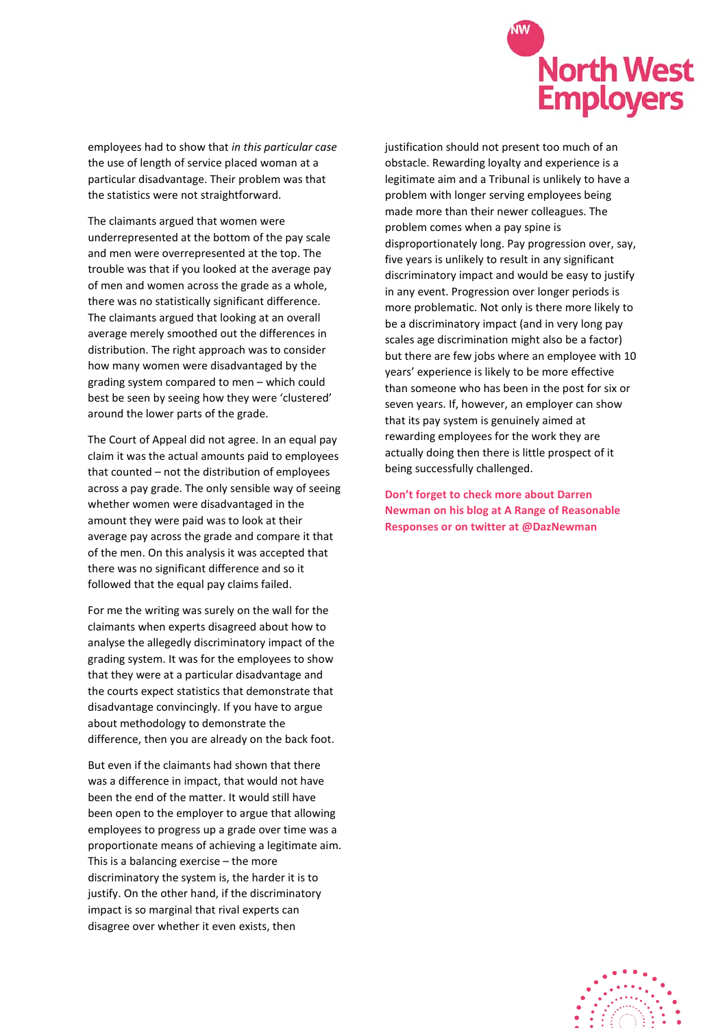employees had to show that *in this particular case* the use of length of service placed woman at a particular disadvantage. Their problem was that the statistics were not straightforward.

The claimants argued that women were underrepresented at the bottom of the pay scale and men were overrepresented at the top. The trouble was that if you looked at the average pay of men and women across the grade as a whole, there was no statistically significant difference. The claimants argued that looking at an overall average merely smoothed out the differences in distribution. The right approach was to consider how many women were disadvantaged by the grading system compared to men – which could best be seen by seeing how they were 'clustered' around the lower parts of the grade.

The Court of Appeal did not agree. In an equal pay claim it was the actual amounts paid to employees that counted – not the distribution of employees across a pay grade. The only sensible way of seeing whether women were disadvantaged in the amount they were paid was to look at their average pay across the grade and compare it that of the men. On this analysis it was accepted that there was no significant difference and so it followed that the equal pay claims failed.

For me the writing was surely on the wall for the claimants when experts disagreed about how to analyse the allegedly discriminatory impact of the grading system. It was for the employees to show that they were at a particular disadvantage and the courts expect statistics that demonstrate that disadvantage convincingly. If you have to argue about methodology to demonstrate the difference, then you are already on the back foot.

But even if the claimants had shown that there was a difference in impact, that would not have been the end of the matter. It would still have been open to the employer to argue that allowing employees to progress up a grade over time was a proportionate means of achieving a legitimate aim. This is a balancing exercise – the more discriminatory the system is, the harder it is to justify. On the other hand, if the discriminatory impact is so marginal that rival experts can disagree over whether it even exists, then justification should not present too much of an obstacle. Rewarding loyalty and experience is a legitimate aim and a Tribunal is unlikely to have a problem with longer serving employees being made more than their newer colleagues. The problem comes when a pay spine is disproportionately long. Pay progression over, say, five years is unlikely to result in any significant discriminatory impact and would be easy to justify in any event. Progression over longer periods is more problematic. Not only is there more likely to be a discriminatory impact (and in very long pay scales age discrimination might also be a factor) but there are few jobs where an employee with 10 years' experience is likely to be more effective than someone who has been in the post for six or seven years. If, however, an employer can show that its pay system is genuinely aimed at rewarding employees for the work they are actually doing then there is little prospect of it being successfully challenged.

**Don't forget to check more about Darren Newman on his blog at A Range of Reasonable Responses or on twitter at @DazNewman**